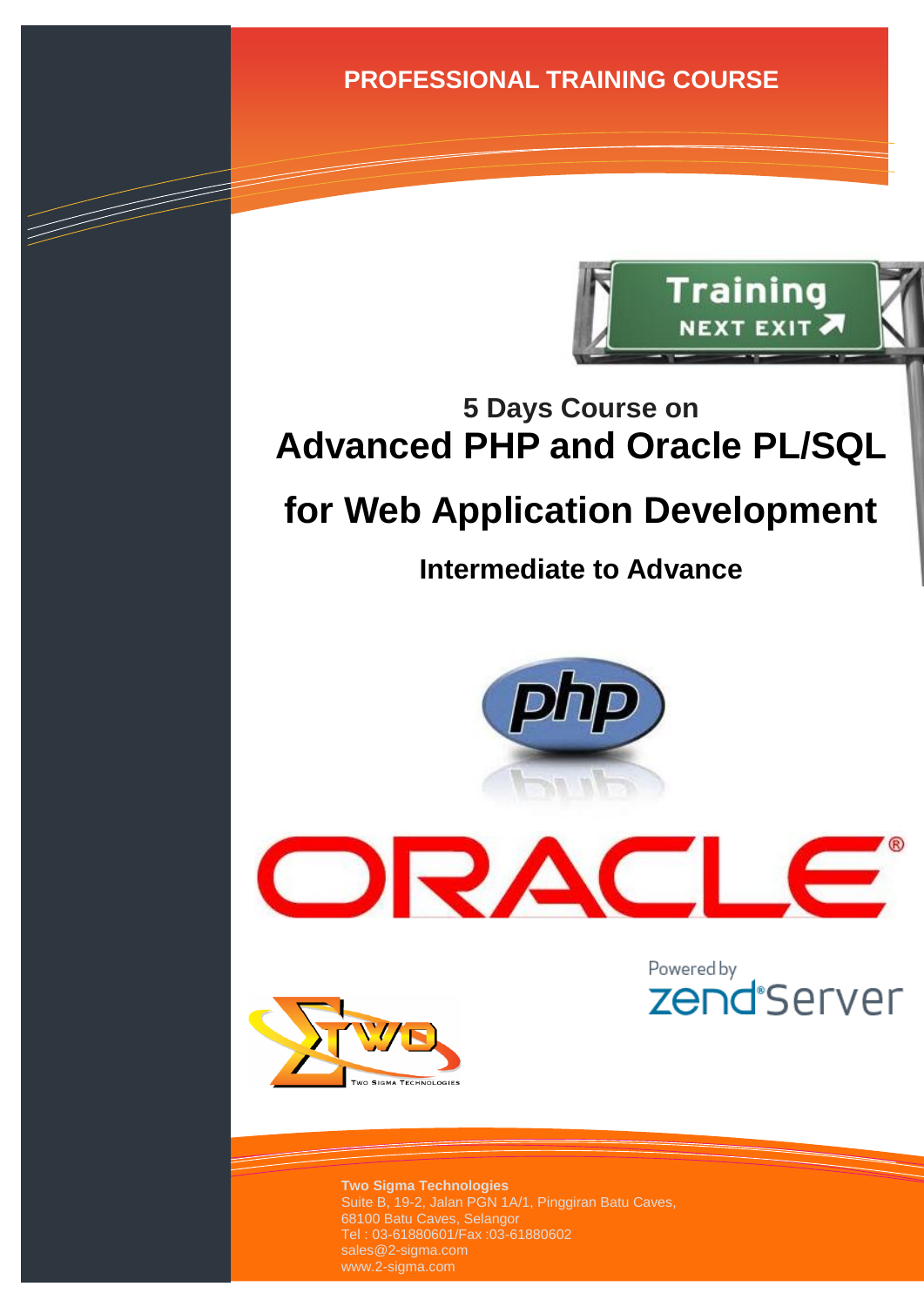PROFESSIONAL TRAINING COURSE

## 5 Days Course on

# Advanced PHP and Oracle PL/SQL for Web Application Development

### Intermediate to Advance

**Two Sigma Technologies**
Suite B, 19-2, Jalan PGN 1A/1, Pinggiran Batu Caves,
68100 Batu Caves, Selangor
Tel : 03-61880601/Fax :03-61880602
sales@2-sigma.com
www.2-sigma.com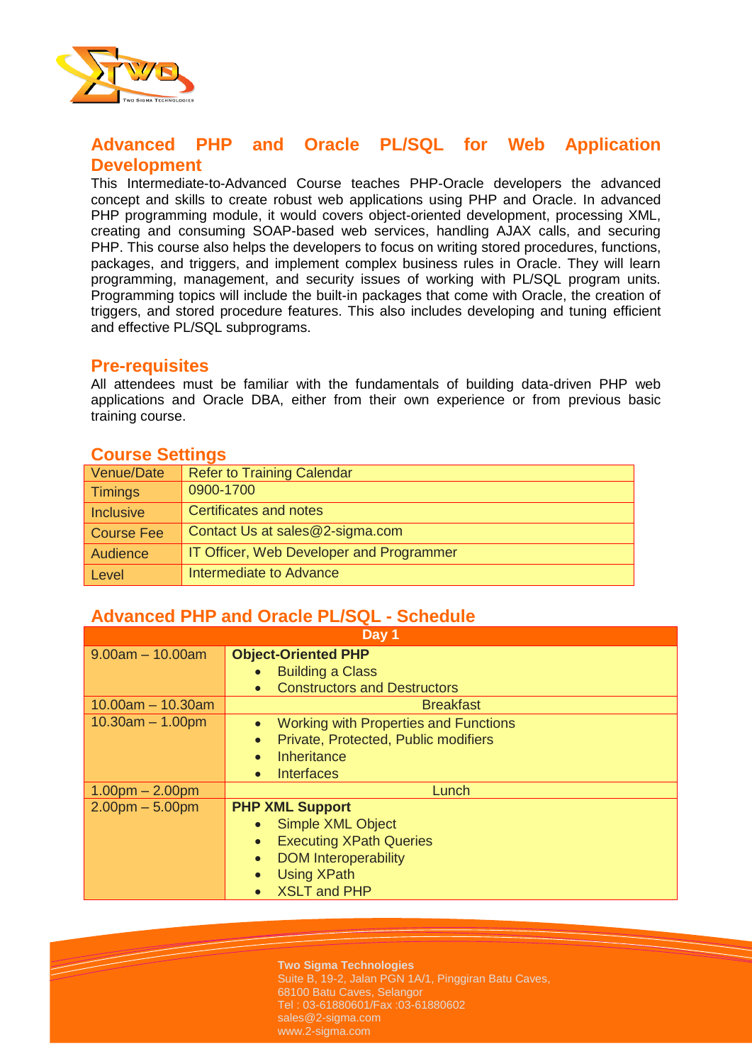## Advanced PHP and Oracle PL/SQL for Web Application Development

This Intermediate-to-Advanced Course teaches PHP-Oracle developers the advanced concept and skills to create robust web applications using PHP and Oracle. In advanced PHP programming module, it would covers object-oriented development, processing XML, creating and consuming SOAP-based web services, handling AJAX calls, and securing PHP. This course also helps the developers to focus on writing stored procedures, functions, packages, and triggers, and implement complex business rules in Oracle. They will learn programming, management, and security issues of working with PL/SQL program units. Programming topics will include the built-in packages that come with Oracle, the creation of triggers, and stored procedure features. This also includes developing and tuning efficient and effective PL/SQL subprograms.

## Pre-requisites

All attendees must be familiar with the fundamentals of building data-driven PHP web applications and Oracle DBA, either from their own experience or from previous basic training course.

## Course Settings

| | |
|---|---|
| Venue/Date | Refer to Training Calendar |
| Timings | 0900-1700 |
| Inclusive | Certificates and notes |
| Course Fee | Contact Us at sales@2-sigma.com |
| Audience | IT Officer, Web Developer and Programmer |
| Level | Intermediate to Advance |

## Advanced PHP and Oracle PL/SQL - Schedule

| Day 1 | |
|---|---|
| 9.00am – 10.00am | **Object-Oriented PHP**<br>• Building a Class<br>• Constructors and Destructors |
| 10.00am – 10.30am | Breakfast |
| 10.30am – 1.00pm | • Working with Properties and Functions<br>• Private, Protected, Public modifiers<br>• Inheritance<br>• Interfaces |
| 1.00pm – 2.00pm | Lunch |
| 2.00pm – 5.00pm | **PHP XML Support**<br>• Simple XML Object<br>• Executing XPath Queries<br>• DOM Interoperability<br>• Using XPath<br>• XSLT and PHP |

**Two Sigma Technologies**
Suite B, 19-2, Jalan PGN 1A/1, Pinggiran Batu Caves,
68100 Batu Caves, Selangor
Tel : 03-61880601/Fax :03-61880602
sales@2-sigma.com
www.2-sigma.com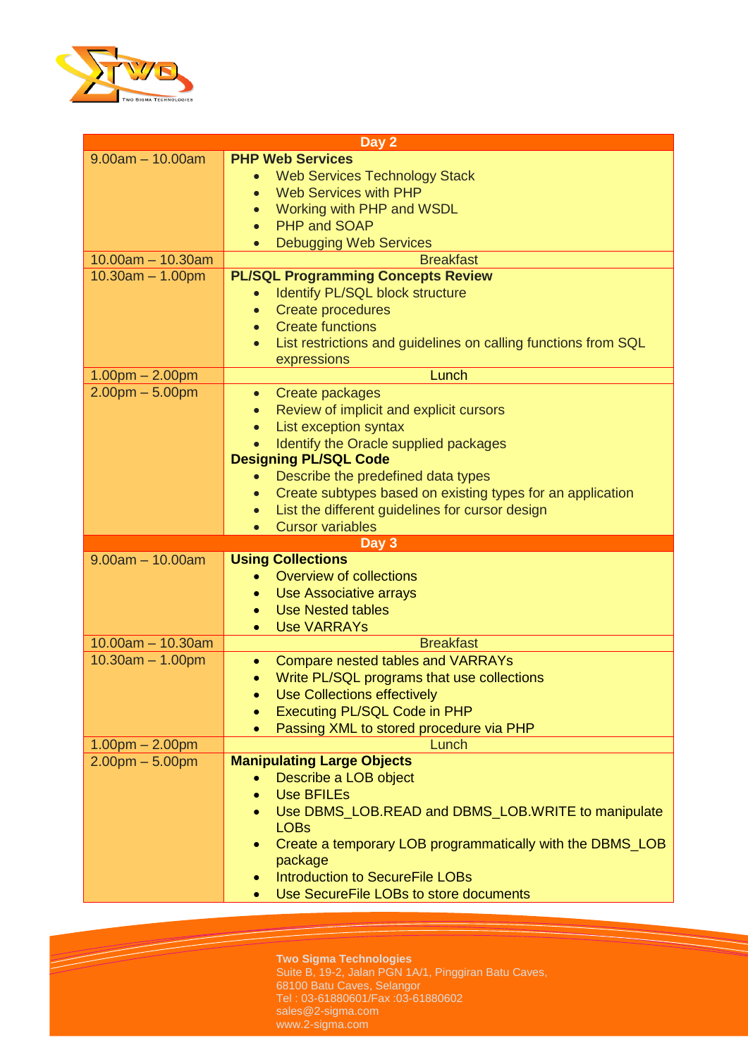| Day 2 | |
|---|---|
| 9.00am – 10.00am | **PHP Web Services**<br>• Web Services Technology Stack<br>• Web Services with PHP<br>• Working with PHP and WSDL<br>• PHP and SOAP<br>• Debugging Web Services |
| 10.00am – 10.30am | Breakfast |
| 10.30am – 1.00pm | **PL/SQL Programming Concepts Review**<br>• Identify PL/SQL block structure<br>• Create procedures<br>• Create functions<br>• List restrictions and guidelines on calling functions from SQL expressions |
| 1.00pm – 2.00pm | Lunch |
| 2.00pm – 5.00pm | • Create packages<br>• Review of implicit and explicit cursors<br>• List exception syntax<br>• Identify the Oracle supplied packages<br>**Designing PL/SQL Code**<br>• Describe the predefined data types<br>• Create subtypes based on existing types for an application<br>• List the different guidelines for cursor design<br>• Cursor variables |
| **Day 3** | |
| 9.00am – 10.00am | **Using Collections**<br>• Overview of collections<br>• Use Associative arrays<br>• Use Nested tables<br>• Use VARRAYs |
| 10.00am – 10.30am | Breakfast |
| 10.30am – 1.00pm | • Compare nested tables and VARRAYs<br>• Write PL/SQL programs that use collections<br>• Use Collections effectively<br>• Executing PL/SQL Code in PHP<br>• Passing XML to stored procedure via PHP |
| 1.00pm – 2.00pm | Lunch |
| 2.00pm – 5.00pm | **Manipulating Large Objects**<br>• Describe a LOB object<br>• Use BFILEs<br>• Use DBMS_LOB.READ and DBMS_LOB.WRITE to manipulate LOBs<br>• Create a temporary LOB programmatically with the DBMS_LOB package<br>• Introduction to SecureFile LOBs<br>• Use SecureFile LOBs to store documents |

**Two Sigma Technologies**
Suite B, 19-2, Jalan PGN 1A/1, Pinggiran Batu Caves,
68100 Batu Caves, Selangor
Tel : 03-61880601/Fax :03-61880602
sales@2-sigma.com
www.2-sigma.com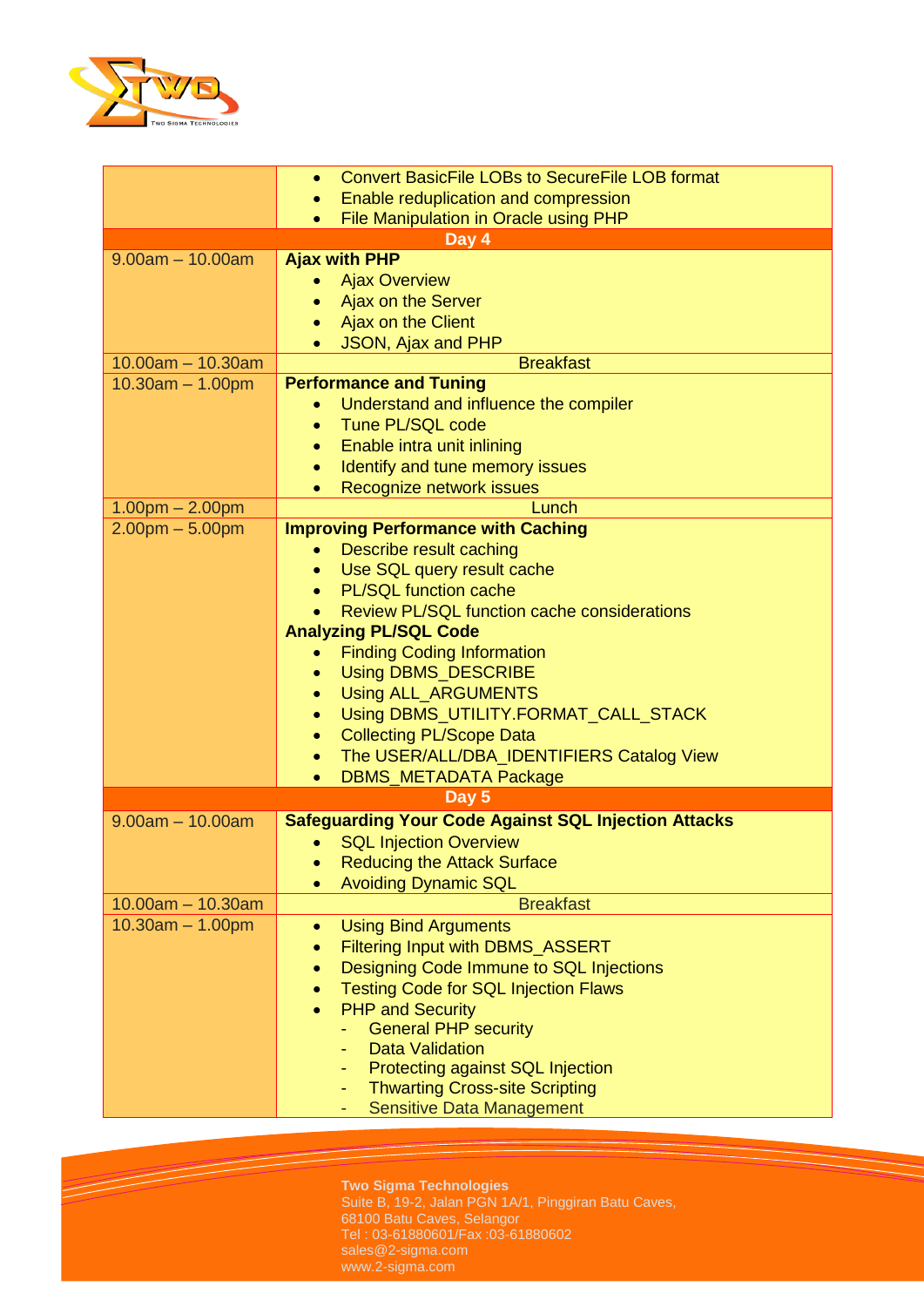| | |
|---|---|
| | • Convert BasicFile LOBs to SecureFile LOB format<br>• Enable reduplication and compression<br>• File Manipulation in Oracle using PHP |
| **Day 4** | |
| 9.00am – 10.00am | **Ajax with PHP**<br>• Ajax Overview<br>• Ajax on the Server<br>• Ajax on the Client<br>• JSON, Ajax and PHP |
| 10.00am – 10.30am | Breakfast |
| 10.30am – 1.00pm | **Performance and Tuning**<br>• Understand and influence the compiler<br>• Tune PL/SQL code<br>• Enable intra unit inlining<br>• Identify and tune memory issues<br>• Recognize network issues |
| 1.00pm – 2.00pm | Lunch |
| 2.00pm – 5.00pm | **Improving Performance with Caching**<br>• Describe result caching<br>• Use SQL query result cache<br>• PL/SQL function cache<br>• Review PL/SQL function cache considerations<br>**Analyzing PL/SQL Code**<br>• Finding Coding Information<br>• Using DBMS_DESCRIBE<br>• Using ALL_ARGUMENTS<br>• Using DBMS_UTILITY.FORMAT_CALL_STACK<br>• Collecting PL/Scope Data<br>• The USER/ALL/DBA_IDENTIFIERS Catalog View<br>• DBMS_METADATA Package |
| **Day 5** | |
| 9.00am – 10.00am | **Safeguarding Your Code Against SQL Injection Attacks**<br>• SQL Injection Overview<br>• Reducing the Attack Surface<br>• Avoiding Dynamic SQL |
| 10.00am – 10.30am | Breakfast |
| 10.30am – 1.00pm | • Using Bind Arguments<br>• Filtering Input with DBMS_ASSERT<br>• Designing Code Immune to SQL Injections<br>• Testing Code for SQL Injection Flaws<br>• PHP and Security<br>- General PHP security<br>- Data Validation<br>- Protecting against SQL Injection<br>- Thwarting Cross-site Scripting<br>- Sensitive Data Management |

**Two Sigma Technologies**
Suite B, 19-2, Jalan PGN 1A/1, Pinggiran Batu Caves,
68100 Batu Caves, Selangor
Tel : 03-61880601/Fax :03-61880602
sales@2-sigma.com
www.2-sigma.com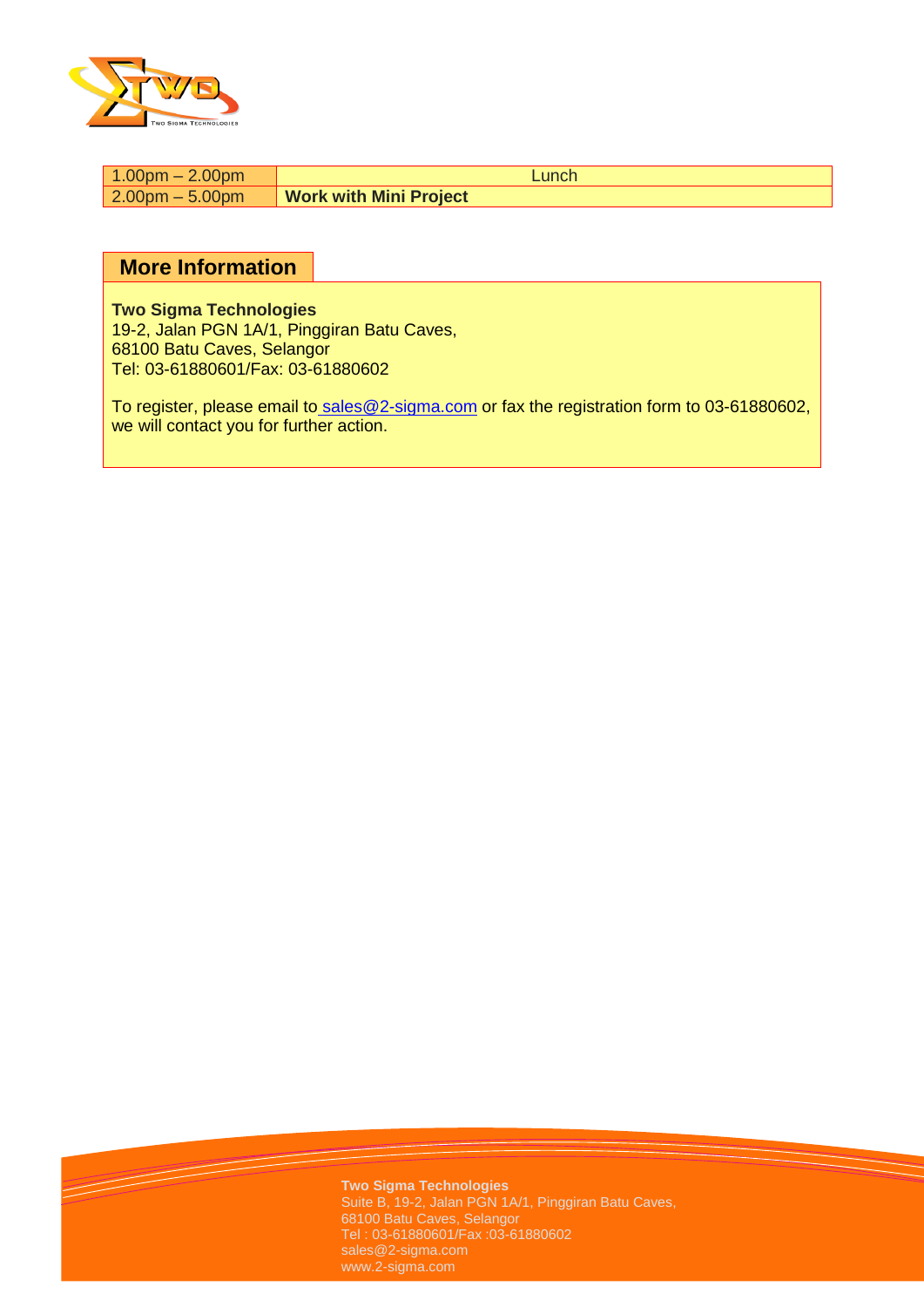| | |
|---|---|
| 1.00pm – 2.00pm | Lunch |
| 2.00pm – 5.00pm | **Work with Mini Project** |

## More Information

**Two Sigma Technologies**
19-2, Jalan PGN 1A/1, Pinggiran Batu Caves,
68100 Batu Caves, Selangor
Tel: 03-61880601/Fax: 03-61880602

To register, please email to sales@2-sigma.com or fax the registration form to 03-61880602, we will contact you for further action.